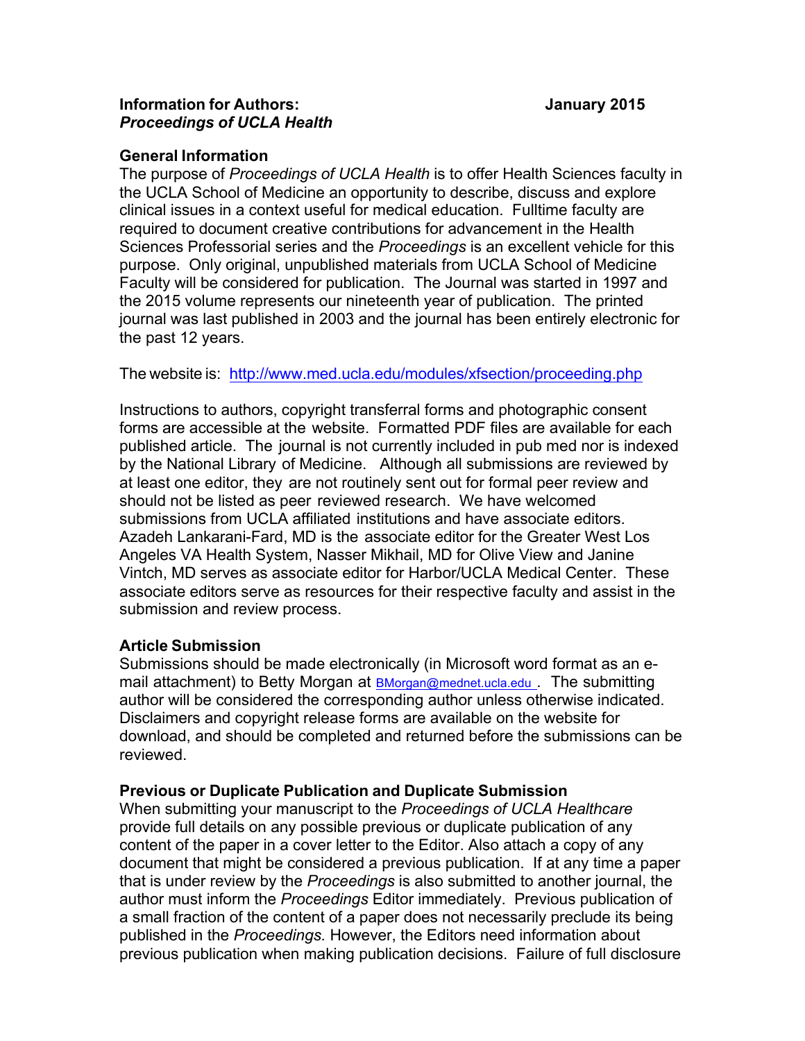**Information for Authors:** **January 2015**
***Proceedings of UCLA Health***

## General Information

The purpose of *Proceedings of UCLA Health* is to offer Health Sciences faculty in the UCLA School of Medicine an opportunity to describe, discuss and explore clinical issues in a context useful for medical education. Fulltime faculty are required to document creative contributions for advancement in the Health Sciences Professorial series and the *Proceedings* is an excellent vehicle for this purpose. Only original, unpublished materials from UCLA School of Medicine Faculty will be considered for publication. The Journal was started in 1997 and the 2015 volume represents our nineteenth year of publication. The printed journal was last published in 2003 and the journal has been entirely electronic for the past 12 years.

The website is: http://www.med.ucla.edu/modules/xfsection/proceeding.php

Instructions to authors, copyright transferral forms and photographic consent forms are accessible at the website. Formatted PDF files are available for each published article. The journal is not currently included in pub med nor is indexed by the National Library of Medicine. Although all submissions are reviewed by at least one editor, they are not routinely sent out for formal peer review and should not be listed as peer reviewed research. We have welcomed submissions from UCLA affiliated institutions and have associate editors. Azadeh Lankarani-Fard, MD is the associate editor for the Greater West Los Angeles VA Health System, Nasser Mikhail, MD for Olive View and Janine Vintch, MD serves as associate editor for Harbor/UCLA Medical Center. These associate editors serve as resources for their respective faculty and assist in the submission and review process.

## Article Submission

Submissions should be made electronically (in Microsoft word format as an e-mail attachment) to Betty Morgan at BMorgan@mednet.ucla.edu . The submitting author will be considered the corresponding author unless otherwise indicated. Disclaimers and copyright release forms are available on the website for download, and should be completed and returned before the submissions can be reviewed.

## Previous or Duplicate Publication and Duplicate Submission

When submitting your manuscript to the *Proceedings of UCLA Healthcare* provide full details on any possible previous or duplicate publication of any content of the paper in a cover letter to the Editor. Also attach a copy of any document that might be considered a previous publication. If at any time a paper that is under review by the *Proceedings* is also submitted to another journal, the author must inform the *Proceedings* Editor immediately. Previous publication of a small fraction of the content of a paper does not necessarily preclude its being published in the *Proceedings.* However, the Editors need information about previous publication when making publication decisions. Failure of full disclosure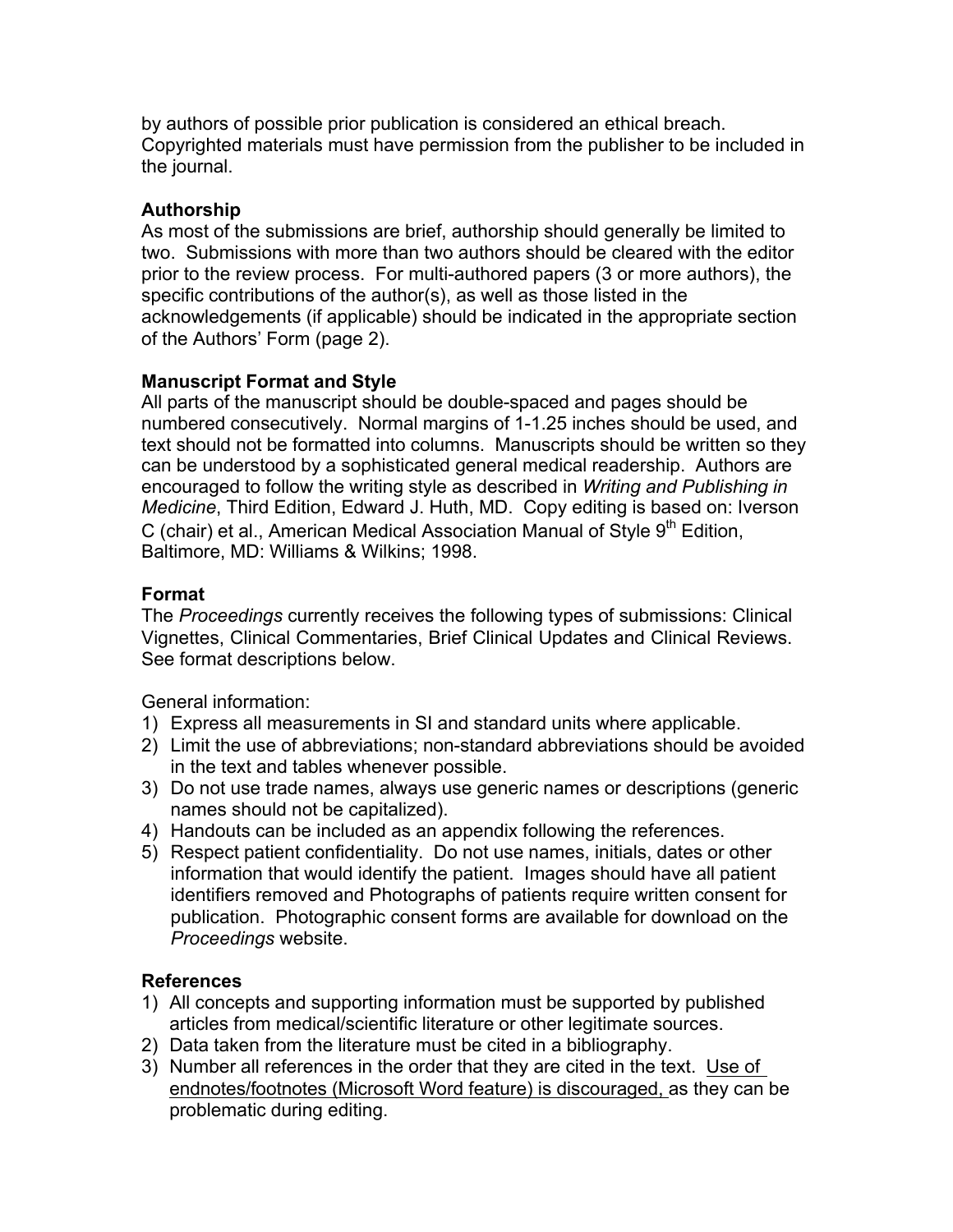by authors of possible prior publication is considered an ethical breach. Copyrighted materials must have permission from the publisher to be included in the journal.

**Authorship**

As most of the submissions are brief, authorship should generally be limited to two. Submissions with more than two authors should be cleared with the editor prior to the review process. For multi-authored papers (3 or more authors), the specific contributions of the author(s), as well as those listed in the acknowledgements (if applicable) should be indicated in the appropriate section of the Authors' Form (page 2).

**Manuscript Format and Style**

All parts of the manuscript should be double-spaced and pages should be numbered consecutively. Normal margins of 1-1.25 inches should be used, and text should not be formatted into columns. Manuscripts should be written so they can be understood by a sophisticated general medical readership. Authors are encouraged to follow the writing style as described in *Writing and Publishing in Medicine*, Third Edition, Edward J. Huth, MD. Copy editing is based on: Iverson C (chair) et al., American Medical Association Manual of Style 9th Edition, Baltimore, MD: Williams & Wilkins; 1998.

**Format**

The *Proceedings* currently receives the following types of submissions: Clinical Vignettes, Clinical Commentaries, Brief Clinical Updates and Clinical Reviews. See format descriptions below.

General information:

1) Express all measurements in SI and standard units where applicable.
2) Limit the use of abbreviations; non-standard abbreviations should be avoided in the text and tables whenever possible.
3) Do not use trade names, always use generic names or descriptions (generic names should not be capitalized).
4) Handouts can be included as an appendix following the references.
5) Respect patient confidentiality. Do not use names, initials, dates or other information that would identify the patient. Images should have all patient identifiers removed and Photographs of patients require written consent for publication. Photographic consent forms are available for download on the *Proceedings* website.

**References**

1) All concepts and supporting information must be supported by published articles from medical/scientific literature or other legitimate sources.
2) Data taken from the literature must be cited in a bibliography.
3) Number all references in the order that they are cited in the text. <u>Use of endnotes/footnotes (Microsoft Word feature) is discouraged,</u> as they can be problematic during editing.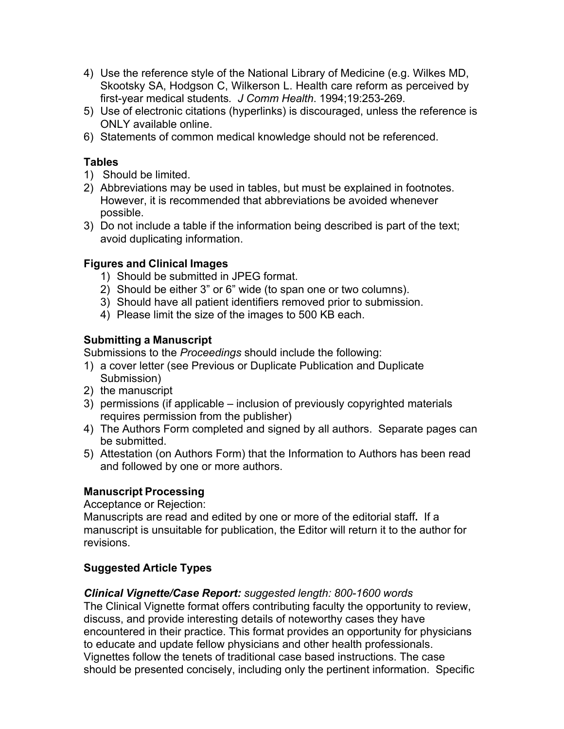4) Use the reference style of the National Library of Medicine (e.g. Wilkes MD, Skootsky SA, Hodgson C, Wilkerson L. Health care reform as perceived by first-year medical students. *J Comm Health*. 1994;19:253-269.
5) Use of electronic citations (hyperlinks) is discouraged, unless the reference is ONLY available online.
6) Statements of common medical knowledge should not be referenced.

**Tables**

1) Should be limited.
2) Abbreviations may be used in tables, but must be explained in footnotes. However, it is recommended that abbreviations be avoided whenever possible.
3) Do not include a table if the information being described is part of the text; avoid duplicating information.

**Figures and Clinical Images**

1) Should be submitted in JPEG format.
2) Should be either 3" or 6" wide (to span one or two columns).
3) Should have all patient identifiers removed prior to submission.
4) Please limit the size of the images to 500 KB each.

**Submitting a Manuscript**

Submissions to the *Proceedings* should include the following:

1) a cover letter (see Previous or Duplicate Publication and Duplicate Submission)
2) the manuscript
3) permissions (if applicable – inclusion of previously copyrighted materials requires permission from the publisher)
4) The Authors Form completed and signed by all authors. Separate pages can be submitted.
5) Attestation (on Authors Form) that the Information to Authors has been read and followed by one or more authors.

**Manuscript Processing**

Acceptance or Rejection:

Manuscripts are read and edited by one or more of the editorial staff**.** If a manuscript is unsuitable for publication, the Editor will return it to the author for revisions.

**Suggested Article Types**

***Clinical Vignette/Case Report:*** *suggested length: 800-1600 words*

The Clinical Vignette format offers contributing faculty the opportunity to review, discuss, and provide interesting details of noteworthy cases they have encountered in their practice. This format provides an opportunity for physicians to educate and update fellow physicians and other health professionals. Vignettes follow the tenets of traditional case based instructions. The case should be presented concisely, including only the pertinent information. Specific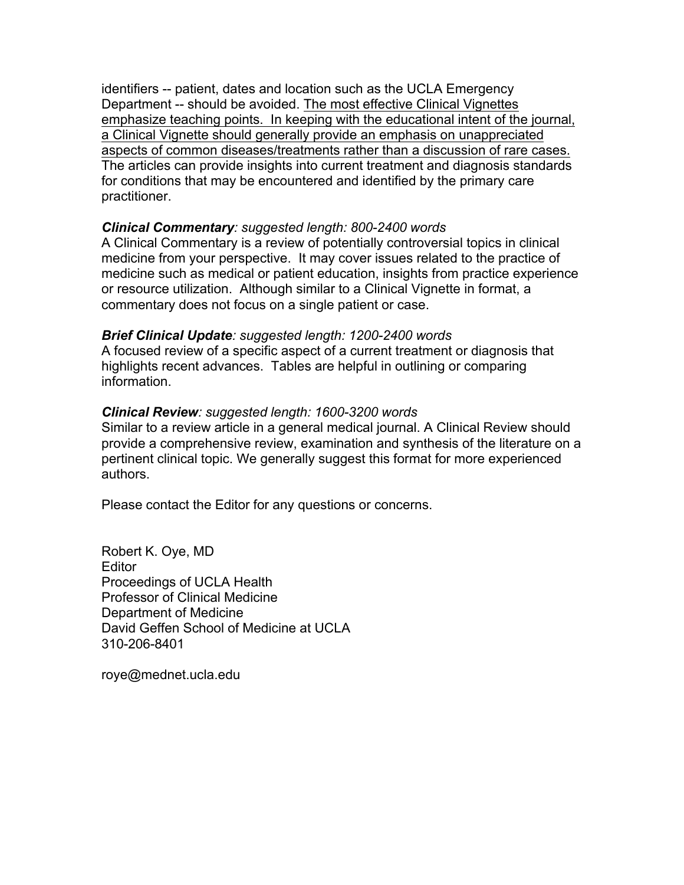identifiers -- patient, dates and location such as the UCLA Emergency Department -- should be avoided. <u>The most effective Clinical Vignettes emphasize teaching points. In keeping with the educational intent of the journal, a Clinical Vignette should generally provide an emphasis on unappreciated aspects of common diseases/treatments rather than a discussion of rare cases.</u> The articles can provide insights into current treatment and diagnosis standards for conditions that may be encountered and identified by the primary care practitioner.

***Clinical Commentary**: suggested length: 800-2400 words*
A Clinical Commentary is a review of potentially controversial topics in clinical medicine from your perspective. It may cover issues related to the practice of medicine such as medical or patient education, insights from practice experience or resource utilization. Although similar to a Clinical Vignette in format, a commentary does not focus on a single patient or case.

***Brief Clinical Update**: suggested length: 1200-2400 words*
A focused review of a specific aspect of a current treatment or diagnosis that highlights recent advances. Tables are helpful in outlining or comparing information.

***Clinical Review**: suggested length: 1600-3200 words*
Similar to a review article in a general medical journal. A Clinical Review should provide a comprehensive review, examination and synthesis of the literature on a pertinent clinical topic. We generally suggest this format for more experienced authors.

Please contact the Editor for any questions or concerns.

Robert K. Oye, MD
Editor
Proceedings of UCLA Health
Professor of Clinical Medicine
Department of Medicine
David Geffen School of Medicine at UCLA
310-206-8401

roye@mednet.ucla.edu